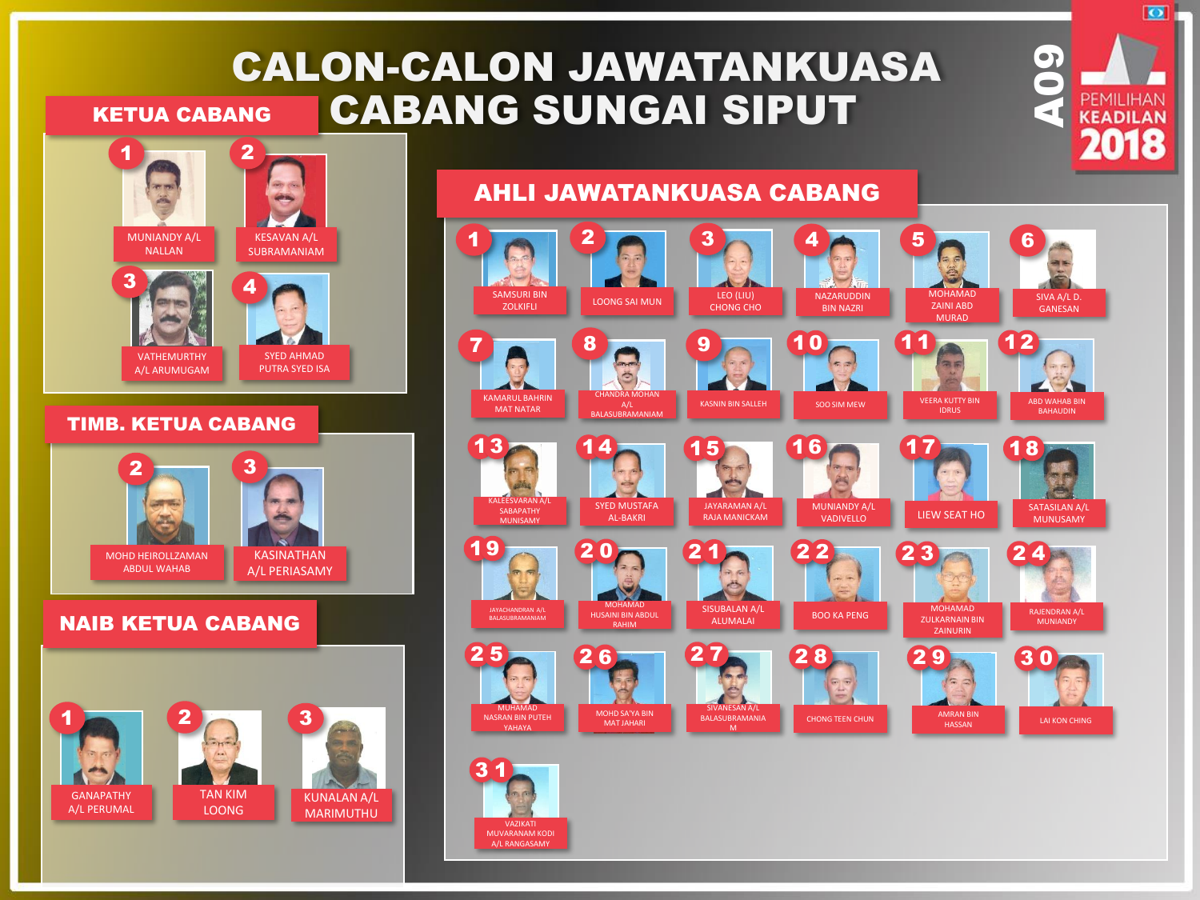# CALON-CALON JAWATANKUASA CABANG SUNGAI SIPUT

A09 PEMILIHAN KEADILAN 2018

## KETUA CABANG

1. MUNIANDY A/L NALLAN
2. KESAVAN A/L SUBRAMANIAM
3. VATHEMURTHY A/L ARUMUGAM
4. SYED AHMAD PUTRA SYED ISA

## TIMB. KETUA CABANG

2. MOHD HEIROLLZAMAN ABDUL WAHAB
3. KASINATHAN A/L PERIASAMY

## NAIB KETUA CABANG

1. GANAPATHY A/L PERUMAL
2. TAN KIM LOONG
3. KUNALAN A/L MARIMUTHU

## AHLI JAWATANKUASA CABANG

1. SAMSURI BIN ZOLKIFLI
2. LOONG SAI MUN
3. LEO (LIU) CHONG CHO
4. NAZARUDDIN BIN NAZRI
5. MOHAMAD ZAINI ABD MURAD
6. SIVA A/L D. GANESAN
7. KAMARUL BAHRIN MAT NATAR
8. CHANDRA MOHAN A/L BALASUBRAMANIAM
9. KASNIN BIN SALLEH
10. SOO SIM MEW
11. VEERA KUTTY BIN IDRUS
12. ABD WAHAB BIN BAHAUDIN
13. KALEESVARAN A/L SABAPATHY MUNISAMY
14. SYED MUSTAFA AL-BAKRI
15. JAYARAMAN A/L RAJA MANICKAM
16. MUNIANDY A/L VADIVELLO
17. LIEW SEAT HO
18. SATASILAN A/L MUNUSAMY
19. JAYACHANDRAN A/L BALASUBRAMANIAM
20. MOHAMAD HUSAINI BIN ABDUL RAHIM
21. SISUBALAN A/L ALUMALAI
22. BOO KA PENG
23. MOHAMAD ZULKARNAIN BIN ZAINURIN
24. RAJENDRAN A/L MUNIANDY
25. MUHAMAD NASRAN BIN PUTEH YAHAYA
26. MOHD SA'YA BIN MAT JAHARI
27. SIVANESAN A/L BALASUBRAMANIAM
28. CHONG TEEN CHUN
29. AMRAN BIN HASSAN
30. LAI KON CHING
31. VAZIKATI MUVARANAM KODI A/L RANGASAMY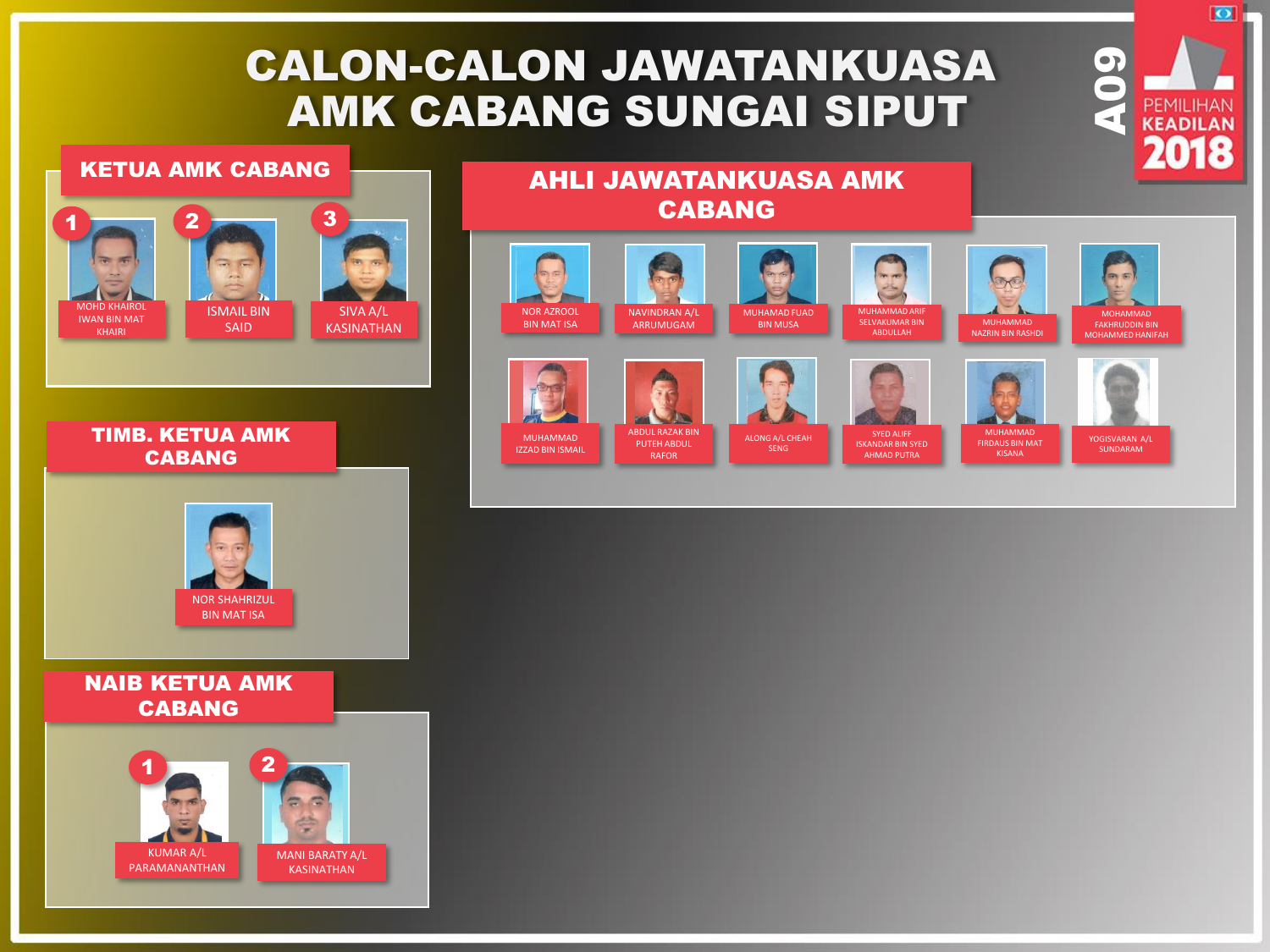# CALON-CALON JAWATANKUASA AMK CABANG SUNGAI SIPUT

A09

PEMILIHAN KEADILAN 2018

## KETUA AMK CABANG

1. MOHD KHAIROL IWAN BIN MAT KHAIRI
2. ISMAIL BIN SAID
3. SIVA A/L KASINATHAN

## TIMB. KETUA AMK CABANG

NOR SHAHRIZUL BIN MAT ISA

## NAIB KETUA AMK CABANG

1. KUMAR A/L PARAMANANTHAN
2. MANI BARATY A/L KASINATHAN

## AHLI JAWATANKUASA AMK CABANG

- NOR AZROOL BIN MAT ISA
- NAVINDRAN A/L ARRUMUGAM
- MUHAMAD FUAD BIN MUSA
- MUHAMMAD ARIF SELVAKUMAR BIN ABDULLAH
- MUHAMMAD NAZRIN BIN RASHDI
- MOHAMMAD FAKHRUDDIN BIN MOHAMMED HANIFAH
- MUHAMMAD IZZAD BIN ISMAIL
- ABDUL RAZAK BIN PUTEH ABDUL RAFOR
- ALONG A/L CHEAH SENG
- SYED ALIFF ISKANDAR BIN SYED AHMAD PUTRA
- MUHAMMAD FIRDAUS BIN MAT KISANA
- YOGISVARAN A/L SUNDARAM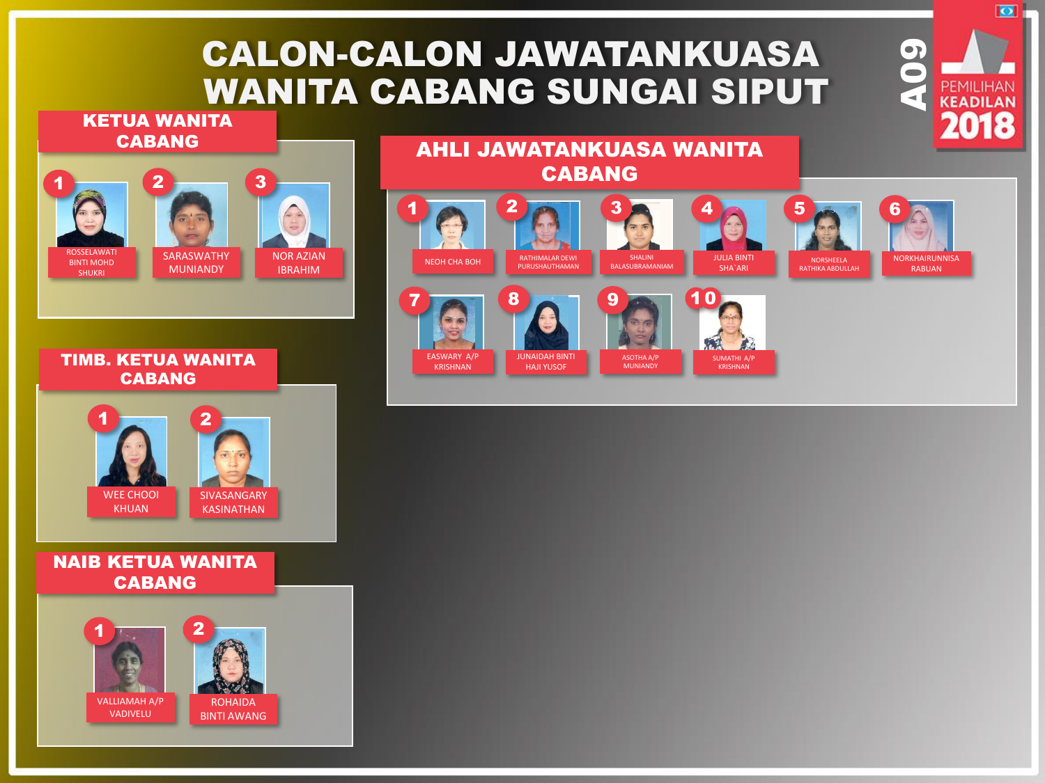# CALON-CALON JAWATANKUASA WANITA CABANG SUNGAI SIPUT

A09

PEMILIHAN KEADILAN 2018

## KETUA WANITA CABANG

1. ROSSELAWATI BINTI MOHD SHUKRI
2. SARASWATHY MUNIANDY
3. NOR AZIAN IBRAHIM

## TIMB. KETUA WANITA CABANG

1. WEE CHOOI KHUAN
2. SIVASANGARY KASINATHAN

## NAIB KETUA WANITA CABANG

1. VALLIAMAH A/P VADIVELU
2. ROHAIDA BINTI AWANG

## AHLI JAWATANKUASA WANITA CABANG

1. NEOH CHA BOH
2. RATHIMALAR DEWI PURUSHAUTHAMAN
3. SHALINI BALASUBRAMANIAM
4. JULIA BINTI SHA`ARI
5. NORSHEELA RATHIKA ABDULLAH
6. NORKHAIRUNNISA RABUAN
7. EASWARY A/P KRISHNAN
8. JUNAIDAH BINTI HAJI YUSOF
9. ASOTHA A/P MUNIANDY
10. SUMATHI A/P KRISHNAN